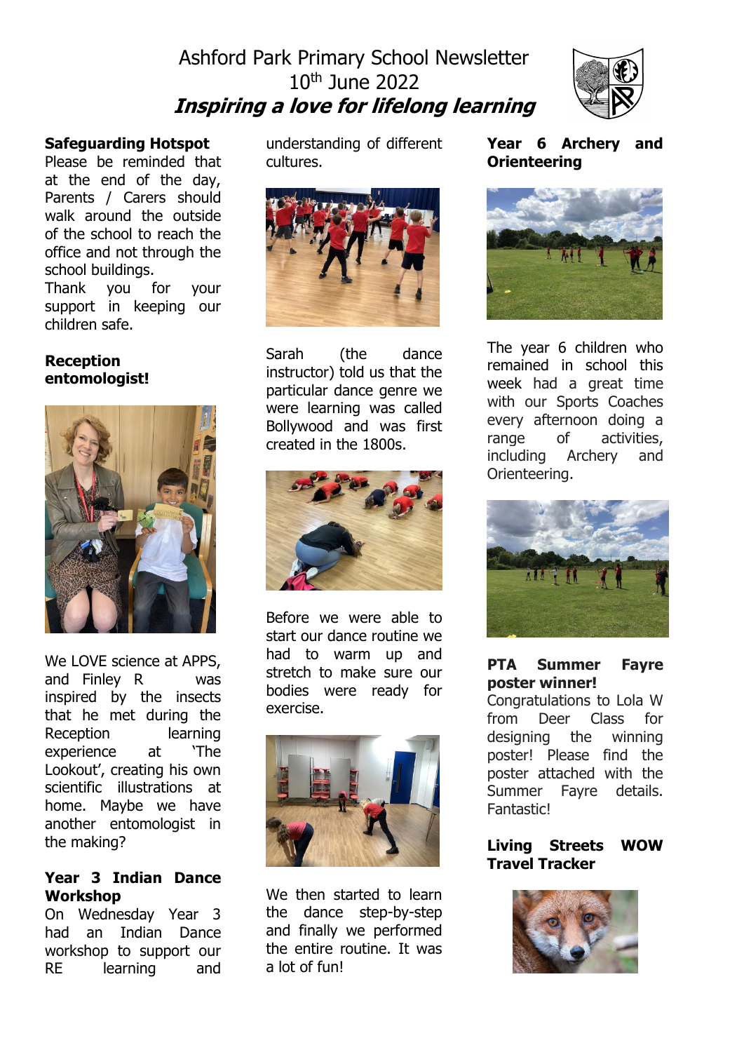# Ashford Park Primary School Newsletter
10th June 2022

***Inspiring a love for lifelong learning***

**Safeguarding Hotspot**

Please be reminded that at the end of the day, Parents / Carers should walk around the outside of the school to reach the office and not through the school buildings.

Thank you for your support in keeping our children safe.

**Reception entomologist!**

We LOVE science at APPS, and Finley R was inspired by the insects that he met during the Reception learning experience at 'The Lookout', creating his own scientific illustrations at home. Maybe we have another entomologist in the making?

**Year 3 Indian Dance Workshop**

On Wednesday Year 3 had an Indian Dance workshop to support our RE learning and understanding of different cultures.

Sarah (the dance instructor) told us that the particular dance genre we were learning was called Bollywood and was first created in the 1800s.

Before we were able to start our dance routine we had to warm up and stretch to make sure our bodies were ready for exercise.

We then started to learn the dance step-by-step and finally we performed the entire routine. It was a lot of fun!

**Year 6 Archery and Orienteering**

The year 6 children who remained in school this week had a great time with our Sports Coaches every afternoon doing a range of activities, including Archery and Orienteering.

**PTA Summer Fayre poster winner!**

Congratulations to Lola W from Deer Class for designing the winning poster! Please find the poster attached with the Summer Fayre details. Fantastic!

**Living Streets WOW Travel Tracker**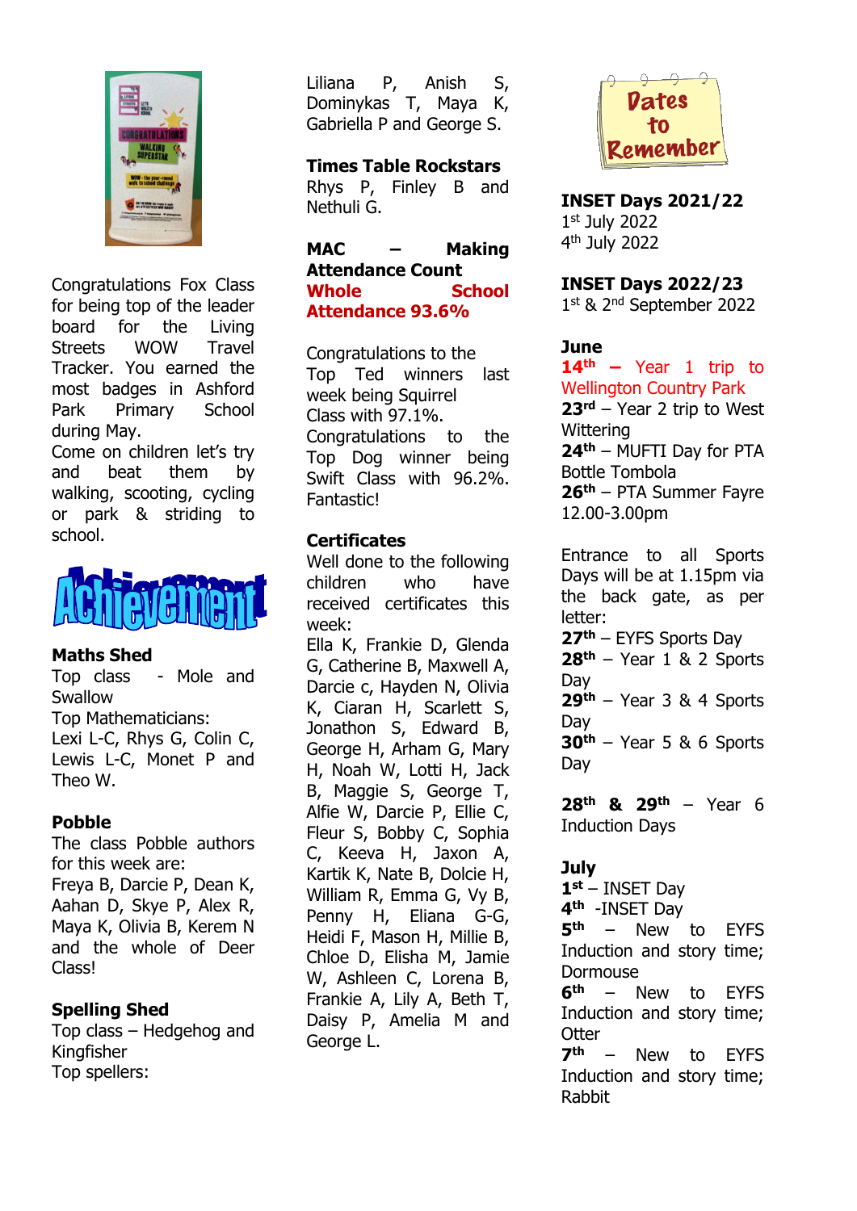Congratulations Fox Class for being top of the leader board for the Living Streets WOW Travel Tracker. You earned the most badges in Ashford Park Primary School during May.
Come on children let's try and beat them by walking, scooting, cycling or park & striding to school.

# Achievement

**Maths Shed**
Top class - Mole and Swallow
Top Mathematicians:
Lexi L-C, Rhys G, Colin C, Lewis L-C, Monet P and Theo W.

**Pobble**
The class Pobble authors for this week are:
Freya B, Darcie P, Dean K, Aahan D, Skye P, Alex R, Maya K, Olivia B, Kerem N and the whole of Deer Class!

**Spelling Shed**
Top class – Hedgehog and Kingfisher
Top spellers:
Liliana P, Anish S, Dominykas T, Maya K, Gabriella P and George S.

**Times Table Rockstars**
Rhys P, Finley B and Nethuli G.

**MAC – Making Attendance Count**
**Whole School Attendance 93.6%**

Congratulations to the Top Ted winners last week being Squirrel Class with 97.1%.
Congratulations to the Top Dog winner being Swift Class with 96.2%. Fantastic!

**Certificates**
Well done to the following children who have received certificates this week:
Ella K, Frankie D, Glenda G, Catherine B, Maxwell A, Darcie c, Hayden N, Olivia K, Ciaran H, Scarlett S, Jonathon S, Edward B, George H, Arham G, Mary H, Noah W, Lotti H, Jack B, Maggie S, George T, Alfie W, Darcie P, Ellie C, Fleur S, Bobby C, Sophia C, Keeva H, Jaxon A, Kartik K, Nate B, Dolcie H, William R, Emma G, Vy B, Penny H, Eliana G-G, Heidi F, Mason H, Millie B, Chloe D, Elisha M, Jamie W, Ashleen C, Lorena B, Frankie A, Lily A, Beth T, Daisy P, Amelia M and George L.

# Dates to Remember

**INSET Days 2021/22**
1st July 2022
4th July 2022

**INSET Days 2022/23**
1st & 2nd September 2022

**June**
**14th** – Year 1 trip to Wellington Country Park
**23rd** – Year 2 trip to West Wittering
**24th** – MUFTI Day for PTA Bottle Tombola
**26th** – PTA Summer Fayre 12.00-3.00pm

Entrance to all Sports Days will be at 1.15pm via the back gate, as per letter:
**27th** – EYFS Sports Day
**28th** – Year 1 & 2 Sports Day
**29th** – Year 3 & 4 Sports Day
**30th** – Year 5 & 6 Sports Day

**28th & 29th** – Year 6 Induction Days

**July**
**1st** – INSET Day
**4th** -INSET Day
**5th** – New to EYFS Induction and story time; Dormouse
**6th** – New to EYFS Induction and story time; Otter
**7th** – New to EYFS Induction and story time; Rabbit